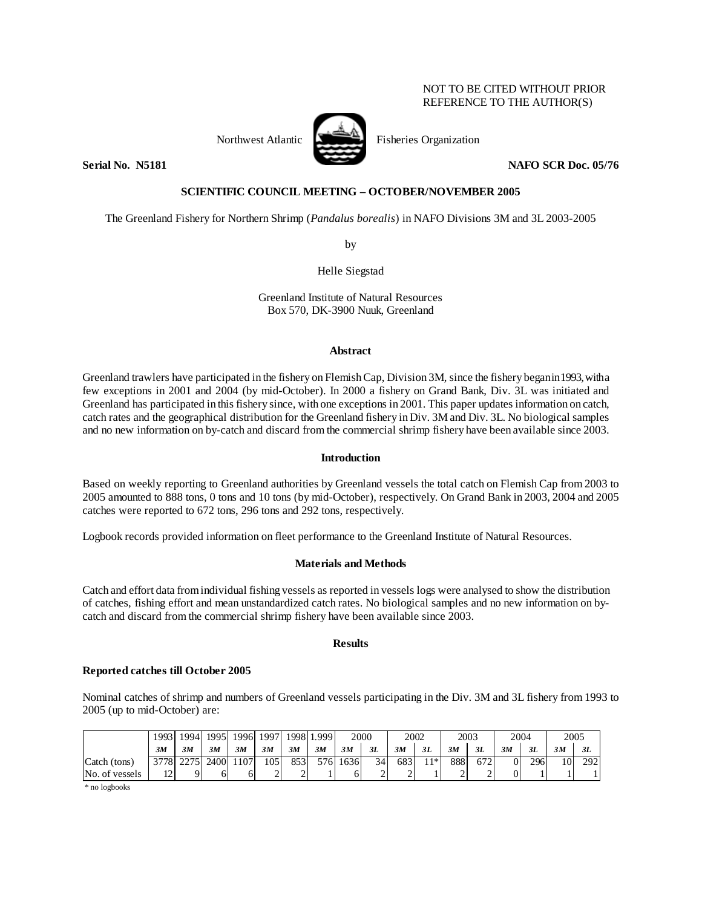NOT TO BE CITED WITHOUT PRIOR REFERENCE TO THE AUTHOR(S)

Northwest Atlantic Fisheries Organization

**Serial No. N5181** **NAFO SCR Doc. 05/76**

**SCIENTIFIC COUNCIL MEETING – OCTOBER/NOVEMBER 2005**

The Greenland Fishery for Northern Shrimp (*Pandalus borealis*) in NAFO Divisions 3M and 3L 2003-2005

by

Helle Siegstad

Greenland Institute of Natural Resources
Box 570, DK-3900 Nuuk, Greenland

## Abstract

Greenland trawlers have participated in the fishery on Flemish Cap, Division 3M, since the fishery began in 1993, with a few exceptions in 2001 and 2004 (by mid-October). In 2000 a fishery on Grand Bank, Div. 3L was initiated and Greenland has participated in this fishery since, with one exceptions in 2001. This paper updates information on catch, catch rates and the geographical distribution for the Greenland fishery in Div. 3M and Div. 3L. No biological samples and no new information on by-catch and discard from the commercial shrimp fishery have been available since 2003.

## Introduction

Based on weekly reporting to Greenland authorities by Greenland vessels the total catch on Flemish Cap from 2003 to 2005 amounted to 888 tons, 0 tons and 10 tons (by mid-October), respectively. On Grand Bank in 2003, 2004 and 2005 catches were reported to 672 tons, 296 tons and 292 tons, respectively.

Logbook records provided information on fleet performance to the Greenland Institute of Natural Resources.

## Materials and Methods

Catch and effort data from individual fishing vessels as reported in vessels logs were analysed to show the distribution of catches, fishing effort and mean unstandardized catch rates. No biological samples and no new information on by-catch and discard from the commercial shrimp fishery have been available since 2003.

## Results

### Reported catches till October 2005

Nominal catches of shrimp and numbers of Greenland vessels participating in the Div. 3M and 3L fishery from 1993 to 2005 (up to mid-October) are:

| | 1993 | 1994 | 1995 | 1996 | 1997 | 1998 | 1.999 | 2000 | | 2002 | | 2003 | | 2004 | | 2005 | |
|---|---|---|---|---|---|---|---|---|---|---|---|---|---|---|---|---|---|
| | ***3M*** | ***3M*** | ***3M*** | ***3M*** | ***3M*** | ***3M*** | ***3M*** | ***3M*** | ***3L*** | ***3M*** | ***3L*** | ***3M*** | ***3L*** | ***3M*** | ***3L*** | ***3M*** | ***3L*** |
| Catch (tons) | 3778 | 2275 | 2400 | 1107 | 105 | 853 | 576 | 1636 | 34 | 683 | 11* | 888 | 672 | 0 | 296 | 10 | 292 |
| No. of vessels | 12 | 9 | 6 | 6 | 2 | 2 | 1 | 6 | 2 | 2 | 1 | 2 | 2 | 0 | 1 | 1 | 1 |

\* no logbooks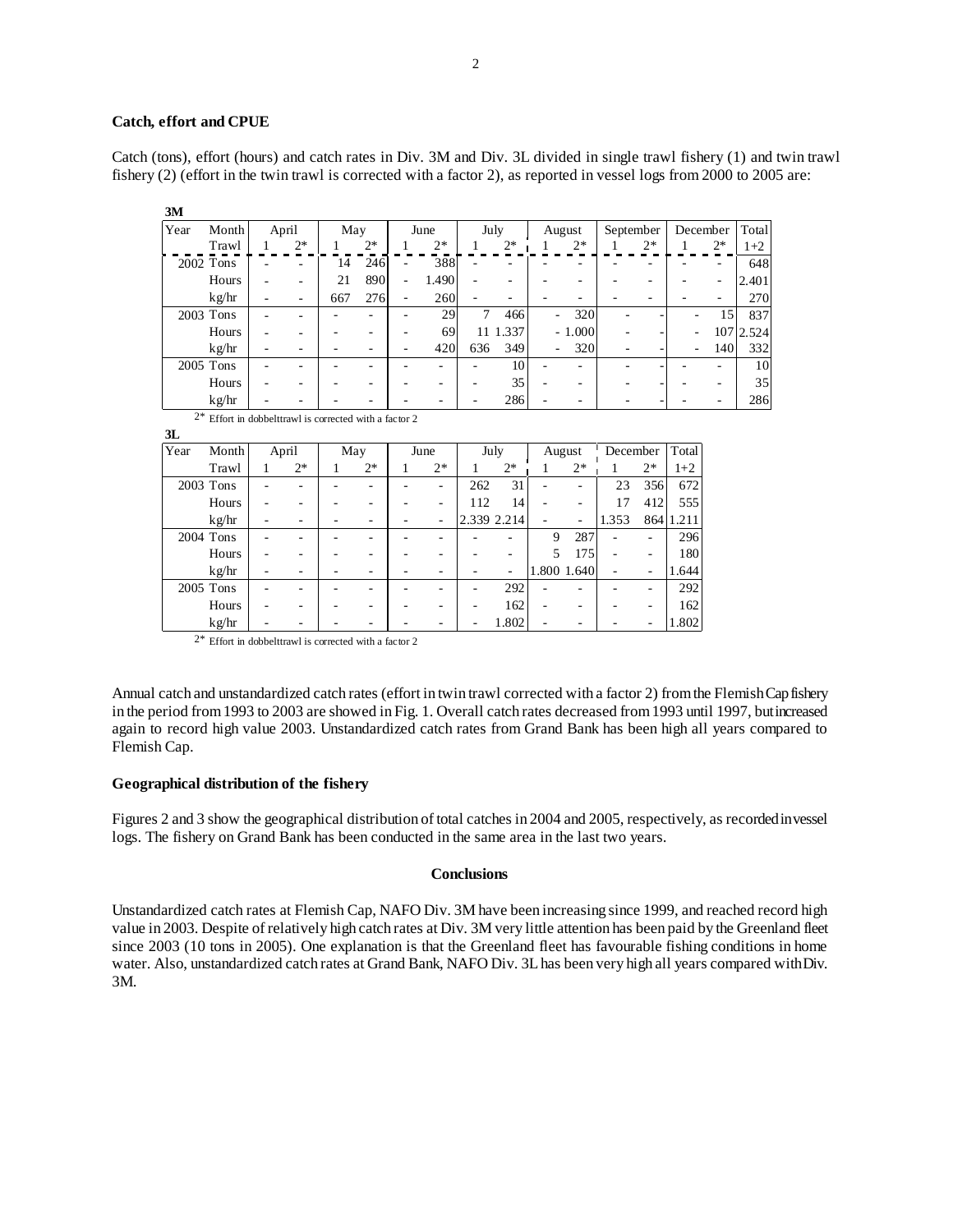## Catch, effort and CPUE

Catch (tons), effort (hours) and catch rates in Div. 3M and Div. 3L divided in single trawl fishery (1) and twin trawl fishery (2) (effort in the twin trawl is corrected with a factor 2), as reported in vessel logs from 2000 to 2005 are:

**3M**

| Year | Month | April | | May | | June | | July | | August | | September | | December | | Total |
|---|---|---|---|---|---|---|---|---|---|---|---|---|---|---|---|---|
| | Trawl | 1 | 2* | 1 | 2* | 1 | 2* | 1 | 2* | 1 | 2* | 1 | 2* | 1 | 2* | 1+2 |
| 2002 | Tons | - | - | 14 | 246 | - | 388 | - | - | - | - | - | - | - | - | 648 |
| | Hours | - | - | 21 | 890 | - | 1.490 | - | - | - | - | - | - | - | - | 2.401 |
| | kg/hr | - | - | 667 | 276 | - | 260 | - | - | - | - | - | - | - | - | 270 |
| 2003 | Tons | - | - | - | - | - | 29 | 7 | 466 | - | 320 | - | - | - | 15 | 837 |
| | Hours | - | - | - | - | - | 69 | 11 | 1.337 | - | 1.000 | - | - | - | 107 | 2.524 |
| | kg/hr | - | - | - | - | - | 420 | 636 | 349 | - | 320 | - | - | - | 140 | 332 |
| 2005 | Tons | - | - | - | - | - | - | - | 10 | - | - | - | - | - | - | 10 |
| | Hours | - | - | - | - | - | - | - | 35 | - | - | - | - | - | - | 35 |
| | kg/hr | - | - | - | - | - | - | - | 286 | - | - | - | - | - | - | 286 |

2* Effort in dobbelttrawl is corrected with a factor 2

**3L**

| Year | Month | April | | May | | June | | July | | August | | December | | Total |
|---|---|---|---|---|---|---|---|---|---|---|---|---|---|---|
| | Trawl | 1 | 2* | 1 | 2* | 1 | 2* | 1 | 2* | 1 | 2* | 1 | 2* | 1+2 |
| 2003 | Tons | - | - | - | - | - | - | 262 | 31 | - | - | 23 | 356 | 672 |
| | Hours | - | - | - | - | - | - | 112 | 14 | - | - | 17 | 412 | 555 |
| | kg/hr | - | - | - | - | - | - | 2.339 | 2.214 | - | - | 1.353 | 864 | 1.211 |
| 2004 | Tons | - | - | - | - | - | - | - | - | 9 | 287 | - | - | 296 |
| | Hours | - | - | - | - | - | - | - | - | 5 | 175 | - | - | 180 |
| | kg/hr | - | - | - | - | - | - | - | - | 1.800 | 1.640 | - | - | 1.644 |
| 2005 | Tons | - | - | - | - | - | - | - | 292 | - | - | - | - | 292 |
| | Hours | - | - | - | - | - | - | - | 162 | - | - | - | - | 162 |
| | kg/hr | - | - | - | - | - | - | - | 1.802 | - | - | - | - | 1.802 |

2* Effort in dobbelttrawl is corrected with a factor 2

Annual catch and unstandardized catch rates (effort in twin trawl corrected with a factor 2) from the Flemish Cap fishery in the period from 1993 to 2003 are showed in Fig. 1. Overall catch rates decreased from 1993 until 1997, but increased again to record high value 2003. Unstandardized catch rates from Grand Bank has been high all years compared to Flemish Cap.

## Geographical distribution of the fishery

Figures 2 and 3 show the geographical distribution of total catches in 2004 and 2005, respectively, as recorded in vessel logs. The fishery on Grand Bank has been conducted in the same area in the last two years.

## Conclusions

Unstandardized catch rates at Flemish Cap, NAFO Div. 3M have been increasing since 1999, and reached record high value in 2003. Despite of relatively high catch rates at Div. 3M very little attention has been paid by the Greenland fleet since 2003 (10 tons in 2005). One explanation is that the Greenland fleet has favourable fishing conditions in home water. Also, unstandardized catch rates at Grand Bank, NAFO Div. 3L has been very high all years compared with Div. 3M.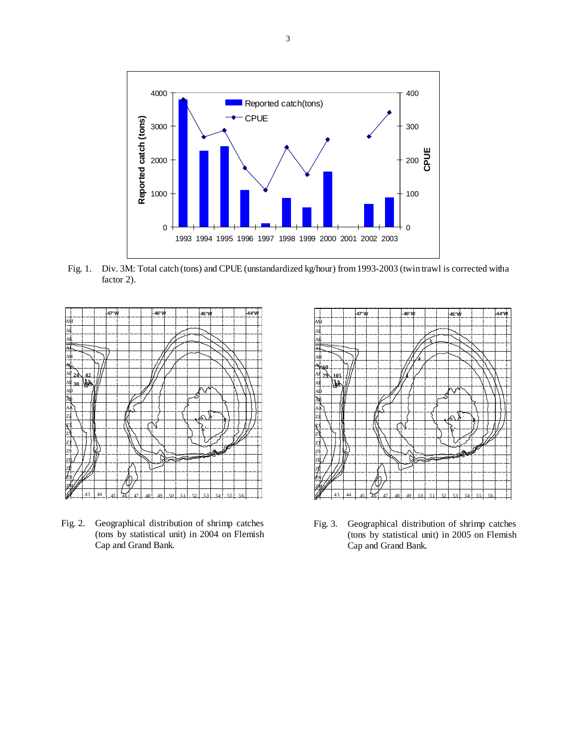Reported catch(tons)

CPUE

Reported catch (tons)

CPUE

4000
3000
2000
1000
0

400
300
200
100
0

1993 1994 1995 1996 1997 1998 1999 2000 2001 2002 2003

Fig. 1. Div. 3M: Total catch (tons) and CPUE (unstandardized kg/hour) from 1993-2003 (twin trawl is corrected witha factor 2).

-47°W -46°W -45°W -44°W

AM AL AK AJ AH AG AF AE AD AB AA ZZ ZX ZY ZT ZS ZR ZP ZN ZM

24 42 30

43 44 45 46 47 48 49 50 51 52 53 54 55 56

Fig. 2. Geographical distribution of shrimp catches (tons by statistical unit) in 2004 on Flemish Cap and Grand Bank.

-47°W -46°W -45°W -44°W

AM AL AK AJ AH AG AF AE AD AB AA ZZ ZX ZY ZT ZS ZR ZP ZN ZM

3 4 4 560 79 105

43 44 45 46 47 48 49 50 51 52 53 54 55 56

Fig. 3. Geographical distribution of shrimp catches (tons by statistical unit) in 2005 on Flemish Cap and Grand Bank.